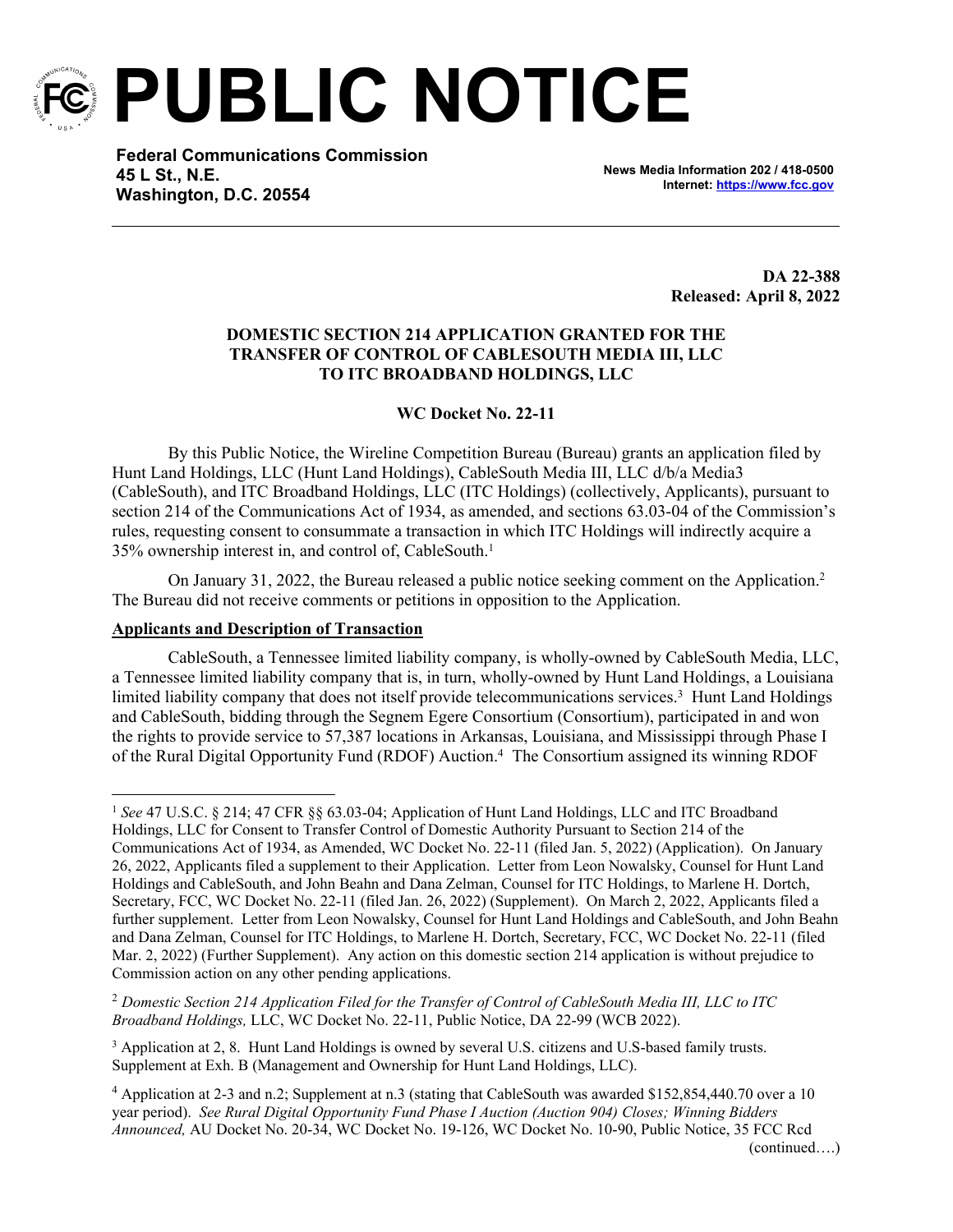# PUBLIC NOTICE

**Federal Communications Commission**
**45 L St., N.E.**
**Washington, D.C. 20554**

**News Media Information 202 / 418-0500**
**Internet: https://www.fcc.gov**

**DA 22-388**
**Released: April 8, 2022**

**DOMESTIC SECTION 214 APPLICATION GRANTED FOR THE TRANSFER OF CONTROL OF CABLESOUTH MEDIA III, LLC TO ITC BROADBAND HOLDINGS, LLC**

**WC Docket No. 22-11**

By this Public Notice, the Wireline Competition Bureau (Bureau) grants an application filed by Hunt Land Holdings, LLC (Hunt Land Holdings), CableSouth Media III, LLC d/b/a Media3 (CableSouth), and ITC Broadband Holdings, LLC (ITC Holdings) (collectively, Applicants), pursuant to section 214 of the Communications Act of 1934, as amended, and sections 63.03-04 of the Commission's rules, requesting consent to consummate a transaction in which ITC Holdings will indirectly acquire a 35% ownership interest in, and control of, CableSouth.[1]

On January 31, 2022, the Bureau released a public notice seeking comment on the Application.[2] The Bureau did not receive comments or petitions in opposition to the Application.

**Applicants and Description of Transaction**

CableSouth, a Tennessee limited liability company, is wholly-owned by CableSouth Media, LLC, a Tennessee limited liability company that is, in turn, wholly-owned by Hunt Land Holdings, a Louisiana limited liability company that does not itself provide telecommunications services.[3] Hunt Land Holdings and CableSouth, bidding through the Segnem Egere Consortium (Consortium), participated in and won the rights to provide service to 57,387 locations in Arkansas, Louisiana, and Mississippi through Phase I of the Rural Digital Opportunity Fund (RDOF) Auction.[4] The Consortium assigned its winning RDOF

---

[1] *See* 47 U.S.C. § 214; 47 CFR §§ 63.03-04; Application of Hunt Land Holdings, LLC and ITC Broadband Holdings, LLC for Consent to Transfer Control of Domestic Authority Pursuant to Section 214 of the Communications Act of 1934, as Amended, WC Docket No. 22-11 (filed Jan. 5, 2022) (Application). On January 26, 2022, Applicants filed a supplement to their Application. Letter from Leon Nowalsky, Counsel for Hunt Land Holdings and CableSouth, and John Beahn and Dana Zelman, Counsel for ITC Holdings, to Marlene H. Dortch, Secretary, FCC, WC Docket No. 22-11 (filed Jan. 26, 2022) (Supplement). On March 2, 2022, Applicants filed a further supplement. Letter from Leon Nowalsky, Counsel for Hunt Land Holdings and CableSouth, and John Beahn and Dana Zelman, Counsel for ITC Holdings, to Marlene H. Dortch, Secretary, FCC, WC Docket No. 22-11 (filed Mar. 2, 2022) (Further Supplement). Any action on this domestic section 214 application is without prejudice to Commission action on any other pending applications.

[2] *Domestic Section 214 Application Filed for the Transfer of Control of CableSouth Media III, LLC to ITC Broadband Holdings,* LLC, WC Docket No. 22-11, Public Notice, DA 22-99 (WCB 2022).

[3] Application at 2, 8. Hunt Land Holdings is owned by several U.S. citizens and U.S-based family trusts. Supplement at Exh. B (Management and Ownership for Hunt Land Holdings, LLC).

[4] Application at 2-3 and n.2; Supplement at n.3 (stating that CableSouth was awarded $152,854,440.70 over a 10 year period). *See Rural Digital Opportunity Fund Phase I Auction (Auction 904) Closes; Winning Bidders Announced,* AU Docket No. 20-34, WC Docket No. 19-126, WC Docket No. 10-90, Public Notice, 35 FCC Rcd (continued….)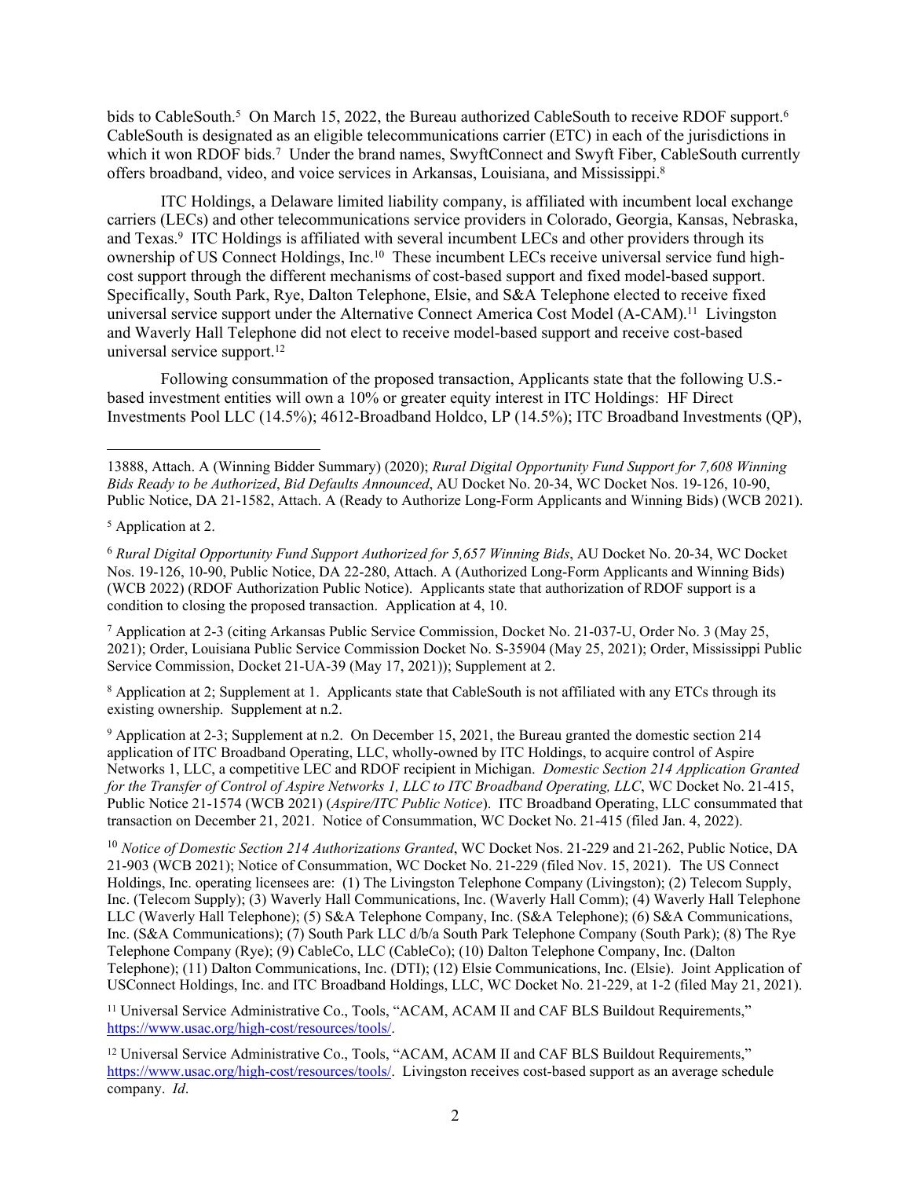bids to CableSouth.[5] On March 15, 2022, the Bureau authorized CableSouth to receive RDOF support.[6] CableSouth is designated as an eligible telecommunications carrier (ETC) in each of the jurisdictions in which it won RDOF bids.[7] Under the brand names, SwyftConnect and Swyft Fiber, CableSouth currently offers broadband, video, and voice services in Arkansas, Louisiana, and Mississippi.[8]

ITC Holdings, a Delaware limited liability company, is affiliated with incumbent local exchange carriers (LECs) and other telecommunications service providers in Colorado, Georgia, Kansas, Nebraska, and Texas.[9] ITC Holdings is affiliated with several incumbent LECs and other providers through its ownership of US Connect Holdings, Inc.[10] These incumbent LECs receive universal service fund high-cost support through the different mechanisms of cost-based support and fixed model-based support. Specifically, South Park, Rye, Dalton Telephone, Elsie, and S&A Telephone elected to receive fixed universal service support under the Alternative Connect America Cost Model (A-CAM).[11] Livingston and Waverly Hall Telephone did not elect to receive model-based support and receive cost-based universal service support.[12]

Following consummation of the proposed transaction, Applicants state that the following U.S.-based investment entities will own a 10% or greater equity interest in ITC Holdings: HF Direct Investments Pool LLC (14.5%); 4612-Broadband Holdco, LP (14.5%); ITC Broadband Investments (QP),

---

13888, Attach. A (Winning Bidder Summary) (2020); *Rural Digital Opportunity Fund Support for 7,608 Winning Bids Ready to be Authorized*, *Bid Defaults Announced*, AU Docket No. 20-34, WC Docket Nos. 19-126, 10-90, Public Notice, DA 21-1582, Attach. A (Ready to Authorize Long-Form Applicants and Winning Bids) (WCB 2021).

[5] Application at 2.

[6] *Rural Digital Opportunity Fund Support Authorized for 5,657 Winning Bids*, AU Docket No. 20-34, WC Docket Nos. 19-126, 10-90, Public Notice, DA 22-280, Attach. A (Authorized Long-Form Applicants and Winning Bids) (WCB 2022) (RDOF Authorization Public Notice). Applicants state that authorization of RDOF support is a condition to closing the proposed transaction. Application at 4, 10.

[7] Application at 2-3 (citing Arkansas Public Service Commission, Docket No. 21-037-U, Order No. 3 (May 25, 2021); Order, Louisiana Public Service Commission Docket No. S-35904 (May 25, 2021); Order, Mississippi Public Service Commission, Docket 21-UA-39 (May 17, 2021)); Supplement at 2.

[8] Application at 2; Supplement at 1. Applicants state that CableSouth is not affiliated with any ETCs through its existing ownership. Supplement at n.2.

[9] Application at 2-3; Supplement at n.2. On December 15, 2021, the Bureau granted the domestic section 214 application of ITC Broadband Operating, LLC, wholly-owned by ITC Holdings, to acquire control of Aspire Networks 1, LLC, a competitive LEC and RDOF recipient in Michigan. *Domestic Section 214 Application Granted for the Transfer of Control of Aspire Networks 1, LLC to ITC Broadband Operating, LLC*, WC Docket No. 21-415, Public Notice 21-1574 (WCB 2021) (*Aspire/ITC Public Notice*). ITC Broadband Operating, LLC consummated that transaction on December 21, 2021. Notice of Consummation, WC Docket No. 21-415 (filed Jan. 4, 2022).

[10] *Notice of Domestic Section 214 Authorizations Granted*, WC Docket Nos. 21-229 and 21-262, Public Notice, DA 21-903 (WCB 2021); Notice of Consummation, WC Docket No. 21-229 (filed Nov. 15, 2021). The US Connect Holdings, Inc. operating licensees are: (1) The Livingston Telephone Company (Livingston); (2) Telecom Supply, Inc. (Telecom Supply); (3) Waverly Hall Communications, Inc. (Waverly Hall Comm); (4) Waverly Hall Telephone LLC (Waverly Hall Telephone); (5) S&A Telephone Company, Inc. (S&A Telephone); (6) S&A Communications, Inc. (S&A Communications); (7) South Park LLC d/b/a South Park Telephone Company (South Park); (8) The Rye Telephone Company (Rye); (9) CableCo, LLC (CableCo); (10) Dalton Telephone Company, Inc. (Dalton Telephone); (11) Dalton Communications, Inc. (DTI); (12) Elsie Communications, Inc. (Elsie). Joint Application of USConnect Holdings, Inc. and ITC Broadband Holdings, LLC, WC Docket No. 21-229, at 1-2 (filed May 21, 2021).

[11] Universal Service Administrative Co., Tools, "ACAM, ACAM II and CAF BLS Buildout Requirements," https://www.usac.org/high-cost/resources/tools/.

[12] Universal Service Administrative Co., Tools, "ACAM, ACAM II and CAF BLS Buildout Requirements," https://www.usac.org/high-cost/resources/tools/. Livingston receives cost-based support as an average schedule company. *Id*.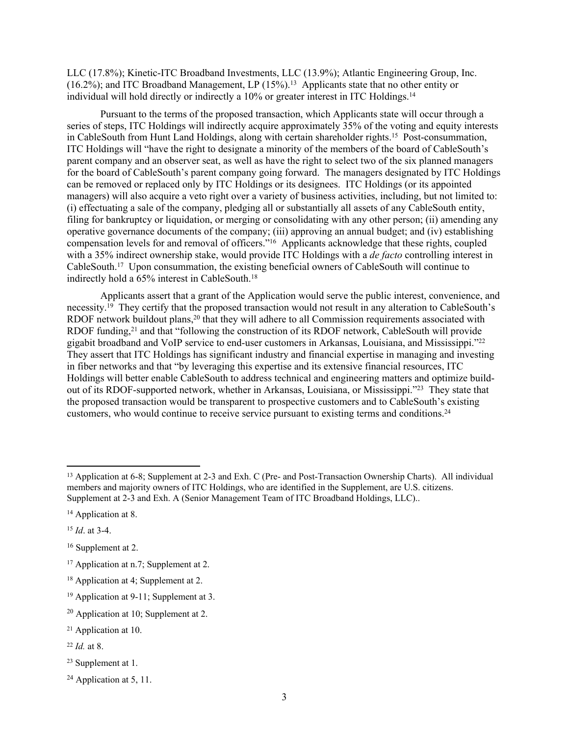LLC (17.8%); Kinetic-ITC Broadband Investments, LLC (13.9%); Atlantic Engineering Group, Inc. (16.2%); and ITC Broadband Management, LP (15%).[13] Applicants state that no other entity or individual will hold directly or indirectly a 10% or greater interest in ITC Holdings.[14]

Pursuant to the terms of the proposed transaction, which Applicants state will occur through a series of steps, ITC Holdings will indirectly acquire approximately 35% of the voting and equity interests in CableSouth from Hunt Land Holdings, along with certain shareholder rights.[15] Post-consummation, ITC Holdings will "have the right to designate a minority of the members of the board of CableSouth's parent company and an observer seat, as well as have the right to select two of the six planned managers for the board of CableSouth's parent company going forward. The managers designated by ITC Holdings can be removed or replaced only by ITC Holdings or its designees. ITC Holdings (or its appointed managers) will also acquire a veto right over a variety of business activities, including, but not limited to: (i) effectuating a sale of the company, pledging all or substantially all assets of any CableSouth entity, filing for bankruptcy or liquidation, or merging or consolidating with any other person; (ii) amending any operative governance documents of the company; (iii) approving an annual budget; and (iv) establishing compensation levels for and removal of officers."[16] Applicants acknowledge that these rights, coupled with a 35% indirect ownership stake, would provide ITC Holdings with a *de facto* controlling interest in CableSouth.[17] Upon consummation, the existing beneficial owners of CableSouth will continue to indirectly hold a 65% interest in CableSouth.[18]

Applicants assert that a grant of the Application would serve the public interest, convenience, and necessity.[19] They certify that the proposed transaction would not result in any alteration to CableSouth's RDOF network buildout plans,[20] that they will adhere to all Commission requirements associated with RDOF funding,[21] and that "following the construction of its RDOF network, CableSouth will provide gigabit broadband and VoIP service to end-user customers in Arkansas, Louisiana, and Mississippi."[22] They assert that ITC Holdings has significant industry and financial expertise in managing and investing in fiber networks and that "by leveraging this expertise and its extensive financial resources, ITC Holdings will better enable CableSouth to address technical and engineering matters and optimize build-out of its RDOF-supported network, whether in Arkansas, Louisiana, or Mississippi."[23] They state that the proposed transaction would be transparent to prospective customers and to CableSouth's existing customers, who would continue to receive service pursuant to existing terms and conditions.[24]

---

[13] Application at 6-8; Supplement at 2-3 and Exh. C (Pre- and Post-Transaction Ownership Charts). All individual members and majority owners of ITC Holdings, who are identified in the Supplement, are U.S. citizens. Supplement at 2-3 and Exh. A (Senior Management Team of ITC Broadband Holdings, LLC)..

[14] Application at 8.

[15] *Id*. at 3-4.

[16] Supplement at 2.

[17] Application at n.7; Supplement at 2.

[18] Application at 4; Supplement at 2.

[19] Application at 9-11; Supplement at 3.

[20] Application at 10; Supplement at 2.

[21] Application at 10.

[22] *Id.* at 8.

[23] Supplement at 1.

[24] Application at 5, 11.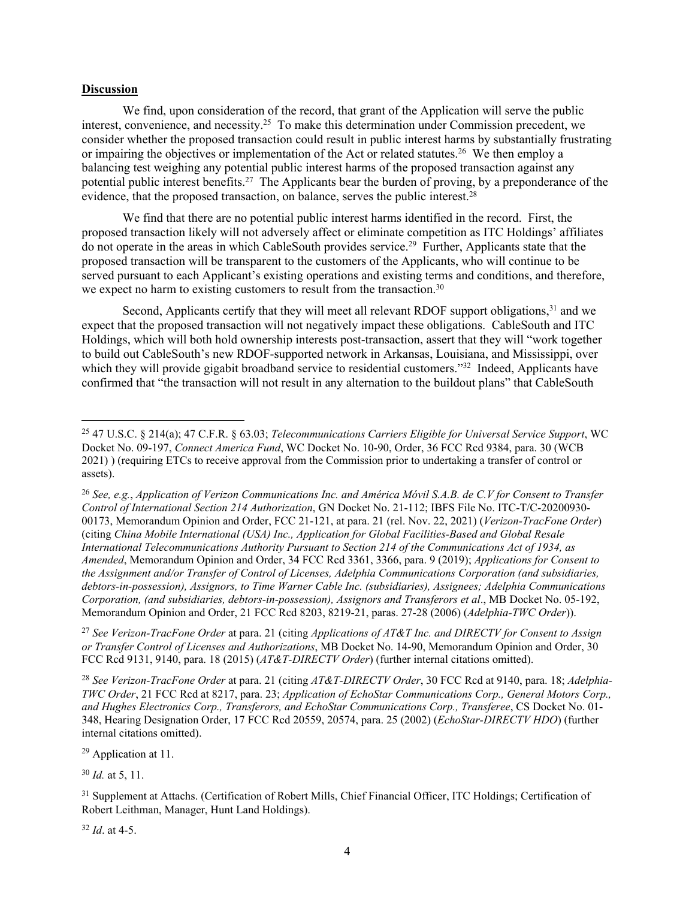**Discussion**

We find, upon consideration of the record, that grant of the Application will serve the public interest, convenience, and necessity.[25] To make this determination under Commission precedent, we consider whether the proposed transaction could result in public interest harms by substantially frustrating or impairing the objectives or implementation of the Act or related statutes.[26] We then employ a balancing test weighing any potential public interest harms of the proposed transaction against any potential public interest benefits.[27] The Applicants bear the burden of proving, by a preponderance of the evidence, that the proposed transaction, on balance, serves the public interest.[28]

We find that there are no potential public interest harms identified in the record. First, the proposed transaction likely will not adversely affect or eliminate competition as ITC Holdings' affiliates do not operate in the areas in which CableSouth provides service.[29] Further, Applicants state that the proposed transaction will be transparent to the customers of the Applicants, who will continue to be served pursuant to each Applicant's existing operations and existing terms and conditions, and therefore, we expect no harm to existing customers to result from the transaction.[30]

Second, Applicants certify that they will meet all relevant RDOF support obligations,[31] and we expect that the proposed transaction will not negatively impact these obligations. CableSouth and ITC Holdings, which will both hold ownership interests post-transaction, assert that they will "work together to build out CableSouth's new RDOF-supported network in Arkansas, Louisiana, and Mississippi, over which they will provide gigabit broadband service to residential customers."[32] Indeed, Applicants have confirmed that "the transaction will not result in any alternation to the buildout plans" that CableSouth

---

[25] 47 U.S.C. § 214(a); 47 C.F.R. § 63.03; *Telecommunications Carriers Eligible for Universal Service Support*, WC Docket No. 09-197, *Connect America Fund*, WC Docket No. 10-90, Order, 36 FCC Rcd 9384, para. 30 (WCB 2021) ) (requiring ETCs to receive approval from the Commission prior to undertaking a transfer of control or assets).

[26] *See, e.g.*, *Application of Verizon Communications Inc. and América Móvil S.A.B. de C.V for Consent to Transfer Control of International Section 214 Authorization*, GN Docket No. 21-112; IBFS File No. ITC-T/C-20200930-00173, Memorandum Opinion and Order, FCC 21-121, at para. 21 (rel. Nov. 22, 2021) (*Verizon-TracFone Order*) (citing *China Mobile International (USA) Inc., Application for Global Facilities-Based and Global Resale International Telecommunications Authority Pursuant to Section 214 of the Communications Act of 1934, as Amended*, Memorandum Opinion and Order, 34 FCC Rcd 3361, 3366, para. 9 (2019); *Applications for Consent to the Assignment and/or Transfer of Control of Licenses, Adelphia Communications Corporation (and subsidiaries, debtors-in-possession), Assignors, to Time Warner Cable Inc. (subsidiaries), Assignees; Adelphia Communications Corporation, (and subsidiaries, debtors-in-possession), Assignors and Transferors et al*., MB Docket No. 05-192, Memorandum Opinion and Order, 21 FCC Rcd 8203, 8219-21, paras. 27-28 (2006) (*Adelphia-TWC Order*)).

[27] *See Verizon-TracFone Order* at para. 21 (citing *Applications of AT&T Inc. and DIRECTV for Consent to Assign or Transfer Control of Licenses and Authorizations*, MB Docket No. 14-90, Memorandum Opinion and Order, 30 FCC Rcd 9131, 9140, para. 18 (2015) (*AT&T-DIRECTV Order*) (further internal citations omitted).

[28] *See Verizon-TracFone Order* at para. 21 (citing *AT&T-DIRECTV Order*, 30 FCC Rcd at 9140, para. 18; *Adelphia-TWC Order*, 21 FCC Rcd at 8217, para. 23; *Application of EchoStar Communications Corp., General Motors Corp., and Hughes Electronics Corp., Transferors, and EchoStar Communications Corp., Transferee*, CS Docket No. 01-348, Hearing Designation Order, 17 FCC Rcd 20559, 20574, para. 25 (2002) (*EchoStar-DIRECTV HDO*) (further internal citations omitted).

[29] Application at 11.

[30] *Id.* at 5, 11.

[31] Supplement at Attachs. (Certification of Robert Mills, Chief Financial Officer, ITC Holdings; Certification of Robert Leithman, Manager, Hunt Land Holdings).

[32] *Id*. at 4-5.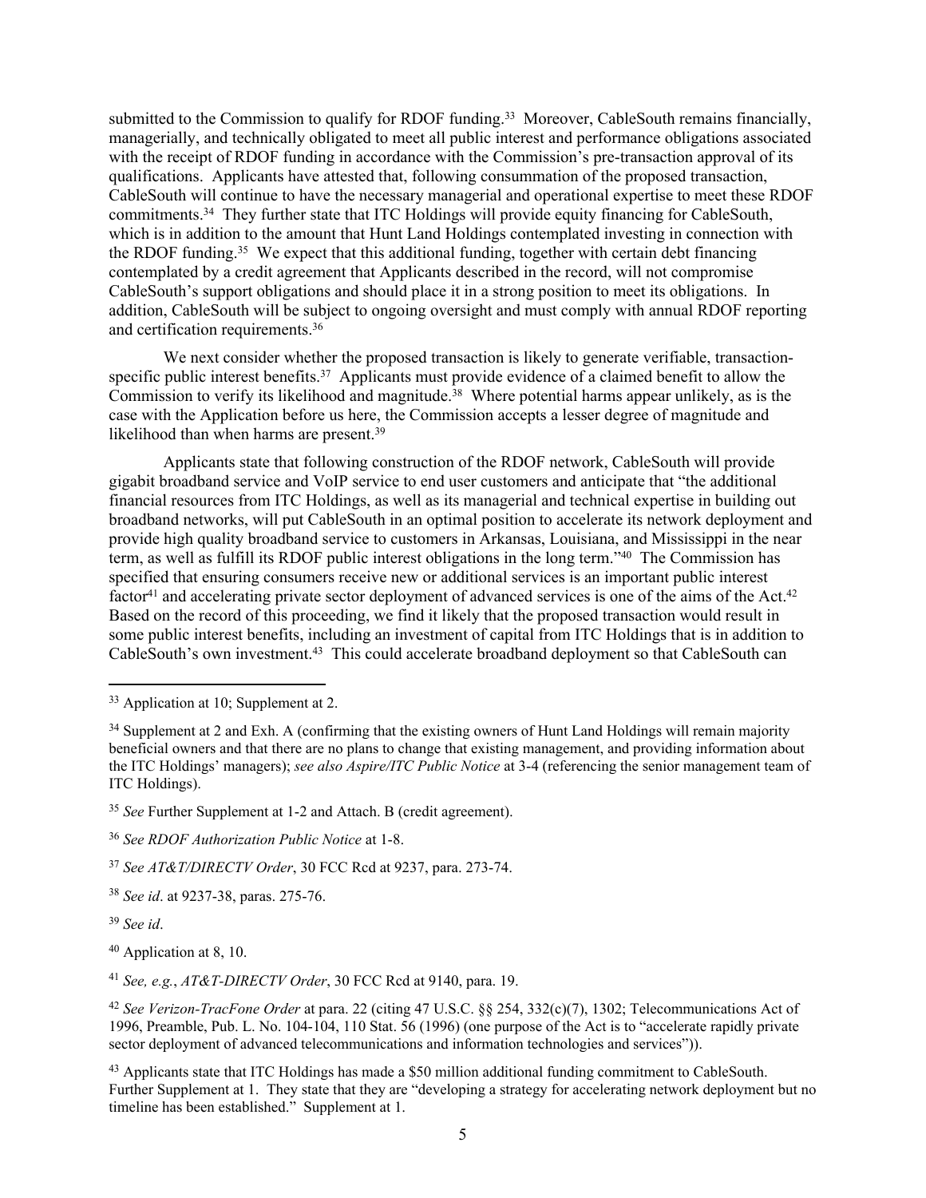submitted to the Commission to qualify for RDOF funding.[33] Moreover, CableSouth remains financially, managerially, and technically obligated to meet all public interest and performance obligations associated with the receipt of RDOF funding in accordance with the Commission's pre-transaction approval of its qualifications. Applicants have attested that, following consummation of the proposed transaction, CableSouth will continue to have the necessary managerial and operational expertise to meet these RDOF commitments.[34] They further state that ITC Holdings will provide equity financing for CableSouth, which is in addition to the amount that Hunt Land Holdings contemplated investing in connection with the RDOF funding.[35] We expect that this additional funding, together with certain debt financing contemplated by a credit agreement that Applicants described in the record, will not compromise CableSouth's support obligations and should place it in a strong position to meet its obligations. In addition, CableSouth will be subject to ongoing oversight and must comply with annual RDOF reporting and certification requirements.[36]

We next consider whether the proposed transaction is likely to generate verifiable, transaction-specific public interest benefits.[37] Applicants must provide evidence of a claimed benefit to allow the Commission to verify its likelihood and magnitude.[38] Where potential harms appear unlikely, as is the case with the Application before us here, the Commission accepts a lesser degree of magnitude and likelihood than when harms are present.[39]

Applicants state that following construction of the RDOF network, CableSouth will provide gigabit broadband service and VoIP service to end user customers and anticipate that "the additional financial resources from ITC Holdings, as well as its managerial and technical expertise in building out broadband networks, will put CableSouth in an optimal position to accelerate its network deployment and provide high quality broadband service to customers in Arkansas, Louisiana, and Mississippi in the near term, as well as fulfill its RDOF public interest obligations in the long term."[40] The Commission has specified that ensuring consumers receive new or additional services is an important public interest factor[41] and accelerating private sector deployment of advanced services is one of the aims of the Act.[42] Based on the record of this proceeding, we find it likely that the proposed transaction would result in some public interest benefits, including an investment of capital from ITC Holdings that is in addition to CableSouth's own investment.[43] This could accelerate broadband deployment so that CableSouth can

---

[33] Application at 10; Supplement at 2.

[34] Supplement at 2 and Exh. A (confirming that the existing owners of Hunt Land Holdings will remain majority beneficial owners and that there are no plans to change that existing management, and providing information about the ITC Holdings' managers); *see also Aspire/ITC Public Notice* at 3-4 (referencing the senior management team of ITC Holdings).

[35] *See* Further Supplement at 1-2 and Attach. B (credit agreement).

[36] *See RDOF Authorization Public Notice* at 1-8.

[37] *See AT&T/DIRECTV Order*, 30 FCC Rcd at 9237, para. 273-74.

[38] *See id*. at 9237-38, paras. 275-76.

[39] *See id*.

[40] Application at 8, 10.

[41] *See, e.g.*, *AT&T-DIRECTV Order*, 30 FCC Rcd at 9140, para. 19.

[42] *See Verizon-TracFone Order* at para. 22 (citing 47 U.S.C. §§ 254, 332(c)(7), 1302; Telecommunications Act of 1996, Preamble, Pub. L. No. 104-104, 110 Stat. 56 (1996) (one purpose of the Act is to "accelerate rapidly private sector deployment of advanced telecommunications and information technologies and services")).

[43] Applicants state that ITC Holdings has made a $50 million additional funding commitment to CableSouth. Further Supplement at 1. They state that they are "developing a strategy for accelerating network deployment but no timeline has been established." Supplement at 1.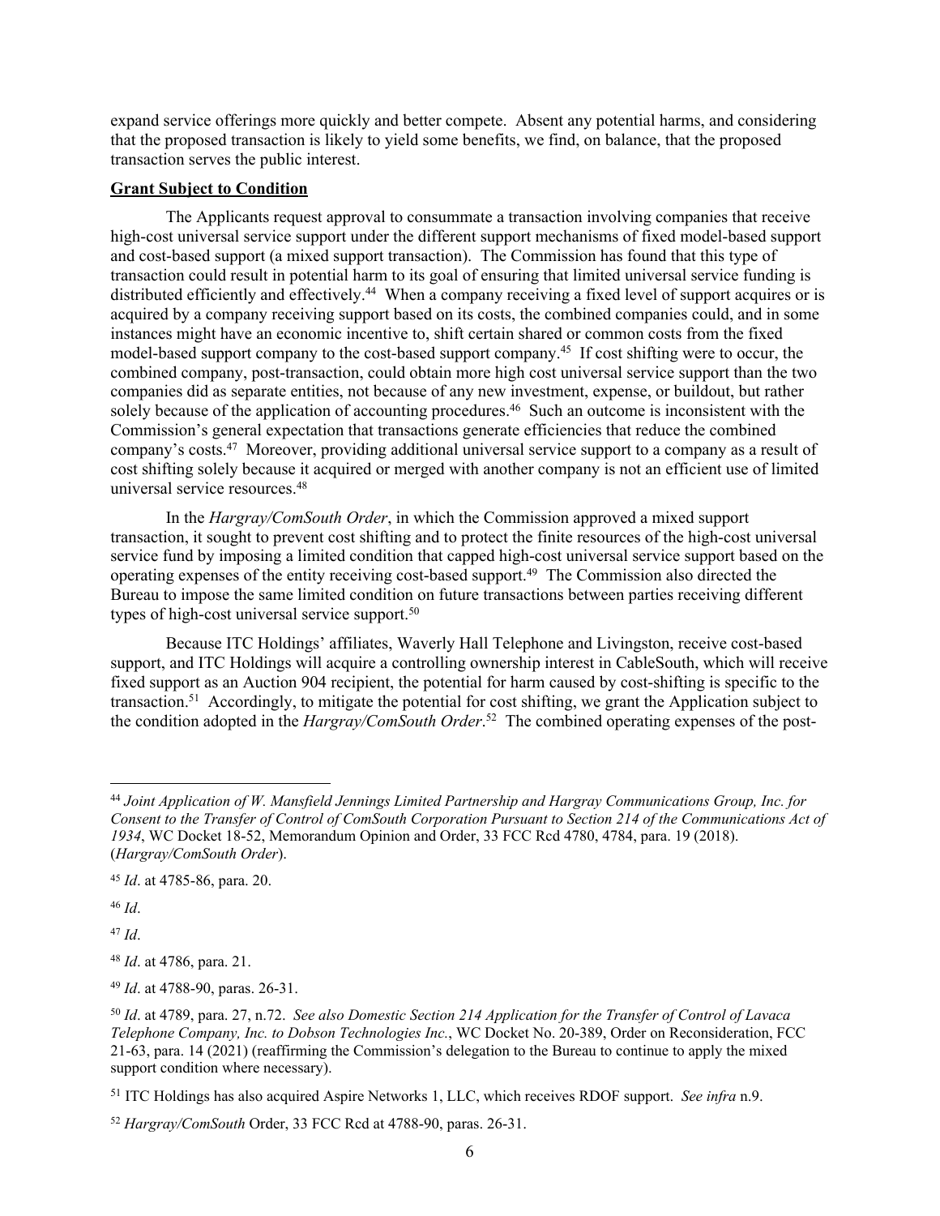expand service offerings more quickly and better compete. Absent any potential harms, and considering that the proposed transaction is likely to yield some benefits, we find, on balance, that the proposed transaction serves the public interest.

**Grant Subject to Condition**

The Applicants request approval to consummate a transaction involving companies that receive high-cost universal service support under the different support mechanisms of fixed model-based support and cost-based support (a mixed support transaction). The Commission has found that this type of transaction could result in potential harm to its goal of ensuring that limited universal service funding is distributed efficiently and effectively.[44] When a company receiving a fixed level of support acquires or is acquired by a company receiving support based on its costs, the combined companies could, and in some instances might have an economic incentive to, shift certain shared or common costs from the fixed model-based support company to the cost-based support company.[45] If cost shifting were to occur, the combined company, post-transaction, could obtain more high cost universal service support than the two companies did as separate entities, not because of any new investment, expense, or buildout, but rather solely because of the application of accounting procedures.[46] Such an outcome is inconsistent with the Commission's general expectation that transactions generate efficiencies that reduce the combined company's costs.[47] Moreover, providing additional universal service support to a company as a result of cost shifting solely because it acquired or merged with another company is not an efficient use of limited universal service resources.[48]

In the *Hargray/ComSouth Order*, in which the Commission approved a mixed support transaction, it sought to prevent cost shifting and to protect the finite resources of the high-cost universal service fund by imposing a limited condition that capped high-cost universal service support based on the operating expenses of the entity receiving cost-based support.[49] The Commission also directed the Bureau to impose the same limited condition on future transactions between parties receiving different types of high-cost universal service support.[50]

Because ITC Holdings' affiliates, Waverly Hall Telephone and Livingston, receive cost-based support, and ITC Holdings will acquire a controlling ownership interest in CableSouth, which will receive fixed support as an Auction 904 recipient, the potential for harm caused by cost-shifting is specific to the transaction.[51] Accordingly, to mitigate the potential for cost shifting, we grant the Application subject to the condition adopted in the *Hargray/ComSouth Order*.[52] The combined operating expenses of the post-

---

[44] *Joint Application of W. Mansfield Jennings Limited Partnership and Hargray Communications Group, Inc. for Consent to the Transfer of Control of ComSouth Corporation Pursuant to Section 214 of the Communications Act of 1934*, WC Docket 18-52, Memorandum Opinion and Order, 33 FCC Rcd 4780, 4784, para. 19 (2018). (*Hargray/ComSouth Order*).

[45] *Id*. at 4785-86, para. 20.

[46] *Id*.

[47] *Id*.

[48] *Id*. at 4786, para. 21.

[49] *Id*. at 4788-90, paras. 26-31.

[50] *Id*. at 4789, para. 27, n.72. *See also Domestic Section 214 Application for the Transfer of Control of Lavaca Telephone Company, Inc. to Dobson Technologies Inc.*, WC Docket No. 20-389, Order on Reconsideration, FCC 21-63, para. 14 (2021) (reaffirming the Commission's delegation to the Bureau to continue to apply the mixed support condition where necessary).

[51] ITC Holdings has also acquired Aspire Networks 1, LLC, which receives RDOF support. *See infra* n.9.

[52] *Hargray/ComSouth* Order, 33 FCC Rcd at 4788-90, paras. 26-31.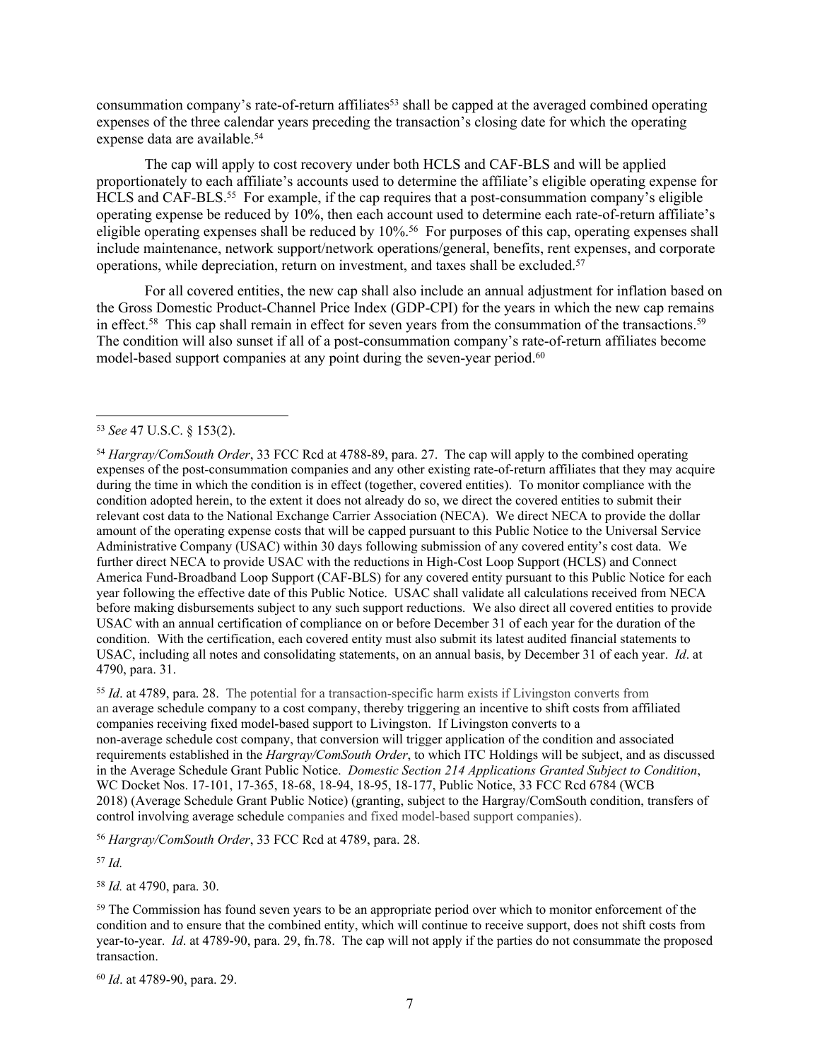consummation company's rate-of-return affiliates[53] shall be capped at the averaged combined operating expenses of the three calendar years preceding the transaction's closing date for which the operating expense data are available.[54]

The cap will apply to cost recovery under both HCLS and CAF-BLS and will be applied proportionately to each affiliate's accounts used to determine the affiliate's eligible operating expense for HCLS and CAF-BLS.[55] For example, if the cap requires that a post-consummation company's eligible operating expense be reduced by 10%, then each account used to determine each rate-of-return affiliate's eligible operating expenses shall be reduced by 10%.[56] For purposes of this cap, operating expenses shall include maintenance, network support/network operations/general, benefits, rent expenses, and corporate operations, while depreciation, return on investment, and taxes shall be excluded.[57]

For all covered entities, the new cap shall also include an annual adjustment for inflation based on the Gross Domestic Product-Channel Price Index (GDP-CPI) for the years in which the new cap remains in effect.[58] This cap shall remain in effect for seven years from the consummation of the transactions.[59] The condition will also sunset if all of a post-consummation company's rate-of-return affiliates become model-based support companies at any point during the seven-year period.[60]

---

[53] *See* 47 U.S.C. § 153(2).

[54] *Hargray/ComSouth Order*, 33 FCC Rcd at 4788-89, para. 27. The cap will apply to the combined operating expenses of the post-consummation companies and any other existing rate-of-return affiliates that they may acquire during the time in which the condition is in effect (together, covered entities). To monitor compliance with the condition adopted herein, to the extent it does not already do so, we direct the covered entities to submit their relevant cost data to the National Exchange Carrier Association (NECA). We direct NECA to provide the dollar amount of the operating expense costs that will be capped pursuant to this Public Notice to the Universal Service Administrative Company (USAC) within 30 days following submission of any covered entity's cost data. We further direct NECA to provide USAC with the reductions in High-Cost Loop Support (HCLS) and Connect America Fund-Broadband Loop Support (CAF-BLS) for any covered entity pursuant to this Public Notice for each year following the effective date of this Public Notice. USAC shall validate all calculations received from NECA before making disbursements subject to any such support reductions. We also direct all covered entities to provide USAC with an annual certification of compliance on or before December 31 of each year for the duration of the condition. With the certification, each covered entity must also submit its latest audited financial statements to USAC, including all notes and consolidating statements, on an annual basis, by December 31 of each year. *Id*. at 4790, para. 31.

[55] *Id*. at 4789, para. 28. The potential for a transaction-specific harm exists if Livingston converts from an average schedule company to a cost company, thereby triggering an incentive to shift costs from affiliated companies receiving fixed model-based support to Livingston. If Livingston converts to a non-average schedule cost company, that conversion will trigger application of the condition and associated requirements established in the *Hargray/ComSouth Order*, to which ITC Holdings will be subject, and as discussed in the Average Schedule Grant Public Notice. *Domestic Section 214 Applications Granted Subject to Condition*, WC Docket Nos. 17-101, 17-365, 18-68, 18-94, 18-95, 18-177, Public Notice, 33 FCC Rcd 6784 (WCB 2018) (Average Schedule Grant Public Notice) (granting, subject to the Hargray/ComSouth condition, transfers of control involving average schedule companies and fixed model-based support companies).

[56] *Hargray/ComSouth Order*, 33 FCC Rcd at 4789, para. 28.

[57] *Id.*

[58] *Id.* at 4790, para. 30.

[59] The Commission has found seven years to be an appropriate period over which to monitor enforcement of the condition and to ensure that the combined entity, which will continue to receive support, does not shift costs from year-to-year. *Id*. at 4789-90, para. 29, fn.78. The cap will not apply if the parties do not consummate the proposed transaction.

[60] *Id*. at 4789-90, para. 29.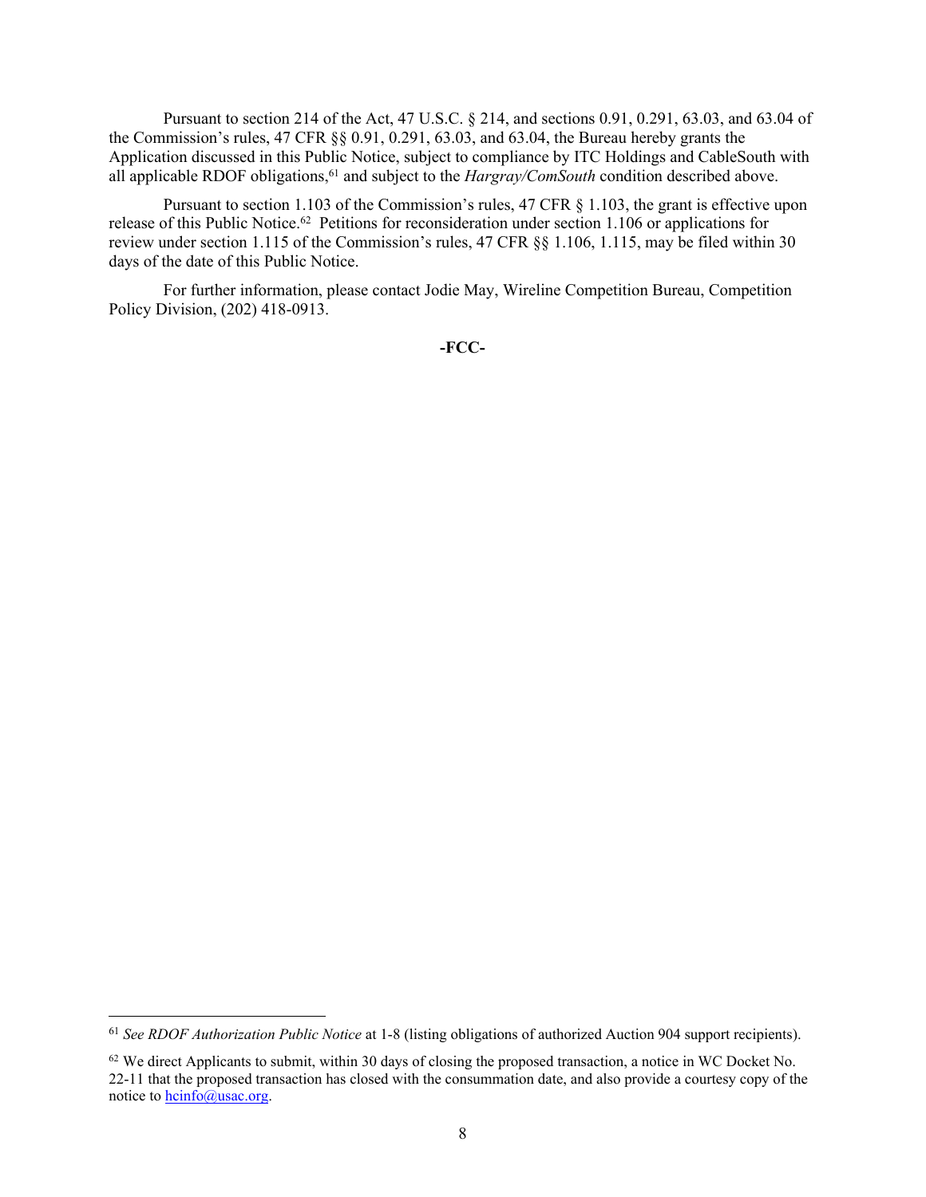Pursuant to section 214 of the Act, 47 U.S.C. § 214, and sections 0.91, 0.291, 63.03, and 63.04 of the Commission's rules, 47 CFR §§ 0.91, 0.291, 63.03, and 63.04, the Bureau hereby grants the Application discussed in this Public Notice, subject to compliance by ITC Holdings and CableSouth with all applicable RDOF obligations,[61] and subject to the *Hargray/ComSouth* condition described above.

Pursuant to section 1.103 of the Commission's rules, 47 CFR § 1.103, the grant is effective upon release of this Public Notice.[62] Petitions for reconsideration under section 1.106 or applications for review under section 1.115 of the Commission's rules, 47 CFR §§ 1.106, 1.115, may be filed within 30 days of the date of this Public Notice.

For further information, please contact Jodie May, Wireline Competition Bureau, Competition Policy Division, (202) 418-0913.

**-FCC-**

---

[61] *See RDOF Authorization Public Notice* at 1-8 (listing obligations of authorized Auction 904 support recipients).

[62] We direct Applicants to submit, within 30 days of closing the proposed transaction, a notice in WC Docket No. 22-11 that the proposed transaction has closed with the consummation date, and also provide a courtesy copy of the notice to hcinfo@usac.org.